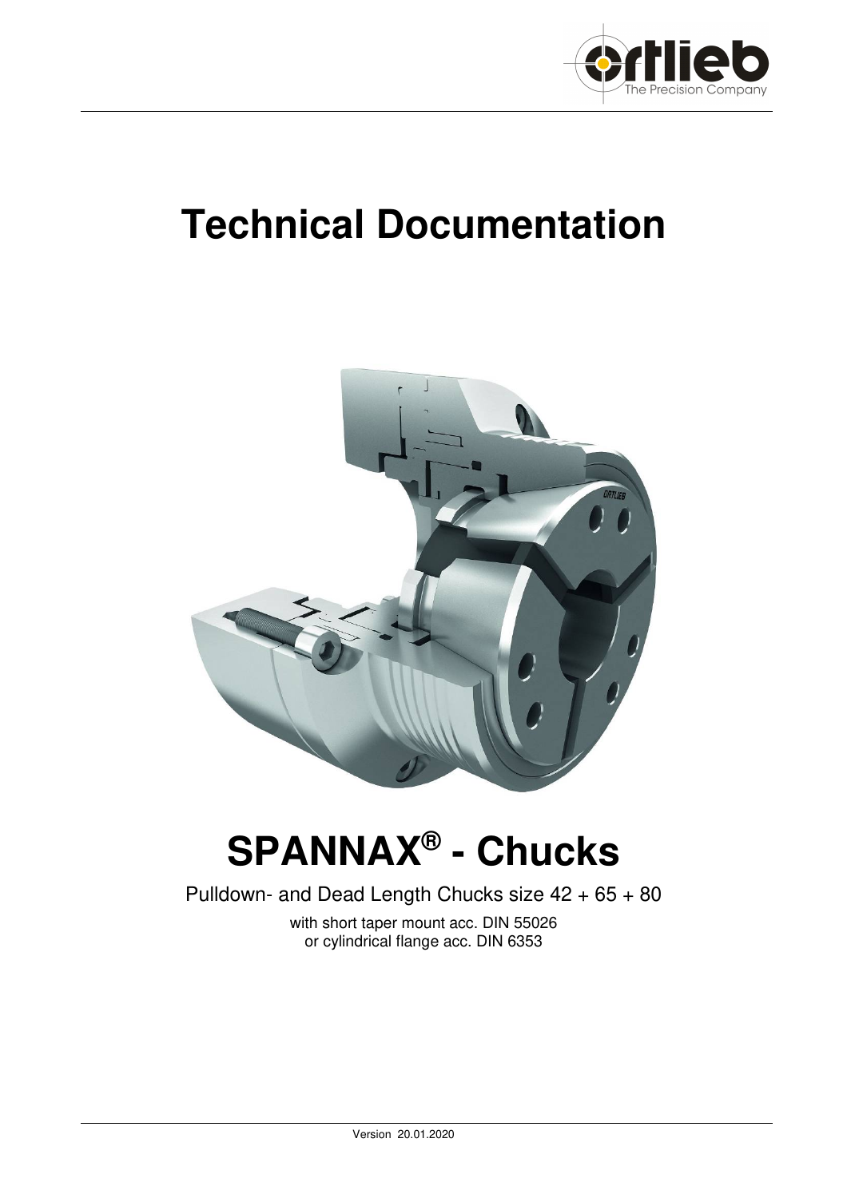# Technical Documentation

# SPANNAX® - Chucks

Pulldown- and Dead Length Chucks size 42 + 65 + 80

with short taper mount acc. DIN 55026
or cylindrical flange acc. DIN 6353

Version 20.01.2020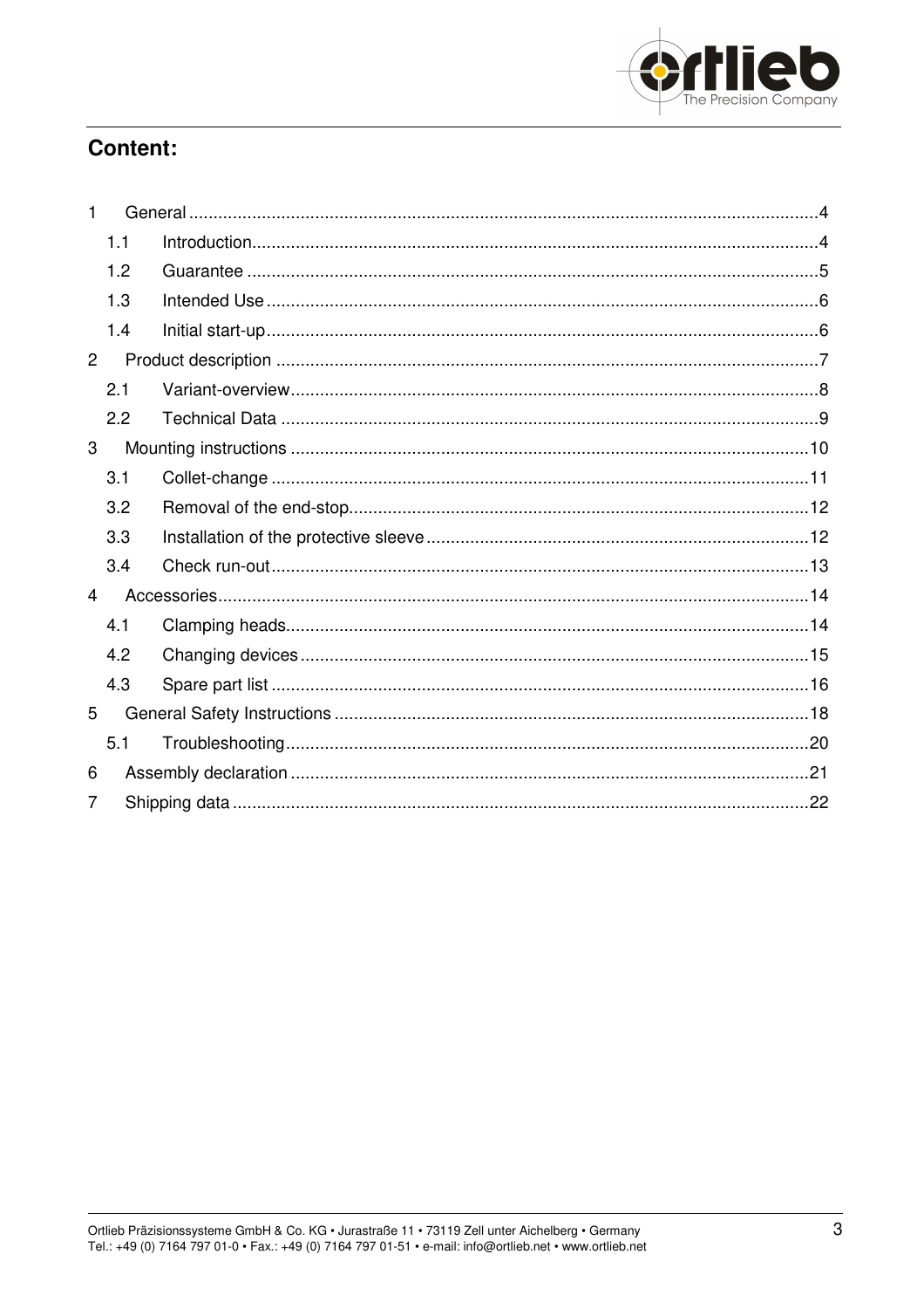## Content:

1 General ... 4

- 1.1 Introduction ... 4
- 1.2 Guarantee ... 5
- 1.3 Intended Use ... 6
- 1.4 Initial start-up ... 6

2 Product description ... 7

- 2.1 Variant-overview ... 8
- 2.2 Technical Data ... 9

3 Mounting instructions ... 10

- 3.1 Collet-change ... 11
- 3.2 Removal of the end-stop ... 12
- 3.3 Installation of the protective sleeve ... 12
- 3.4 Check run-out ... 13

4 Accessories ... 14

- 4.1 Clamping heads ... 14
- 4.2 Changing devices ... 15
- 4.3 Spare part list ... 16

5 General Safety Instructions ... 18

- 5.1 Troubleshooting ... 20

6 Assembly declaration ... 21

7 Shipping data ... 22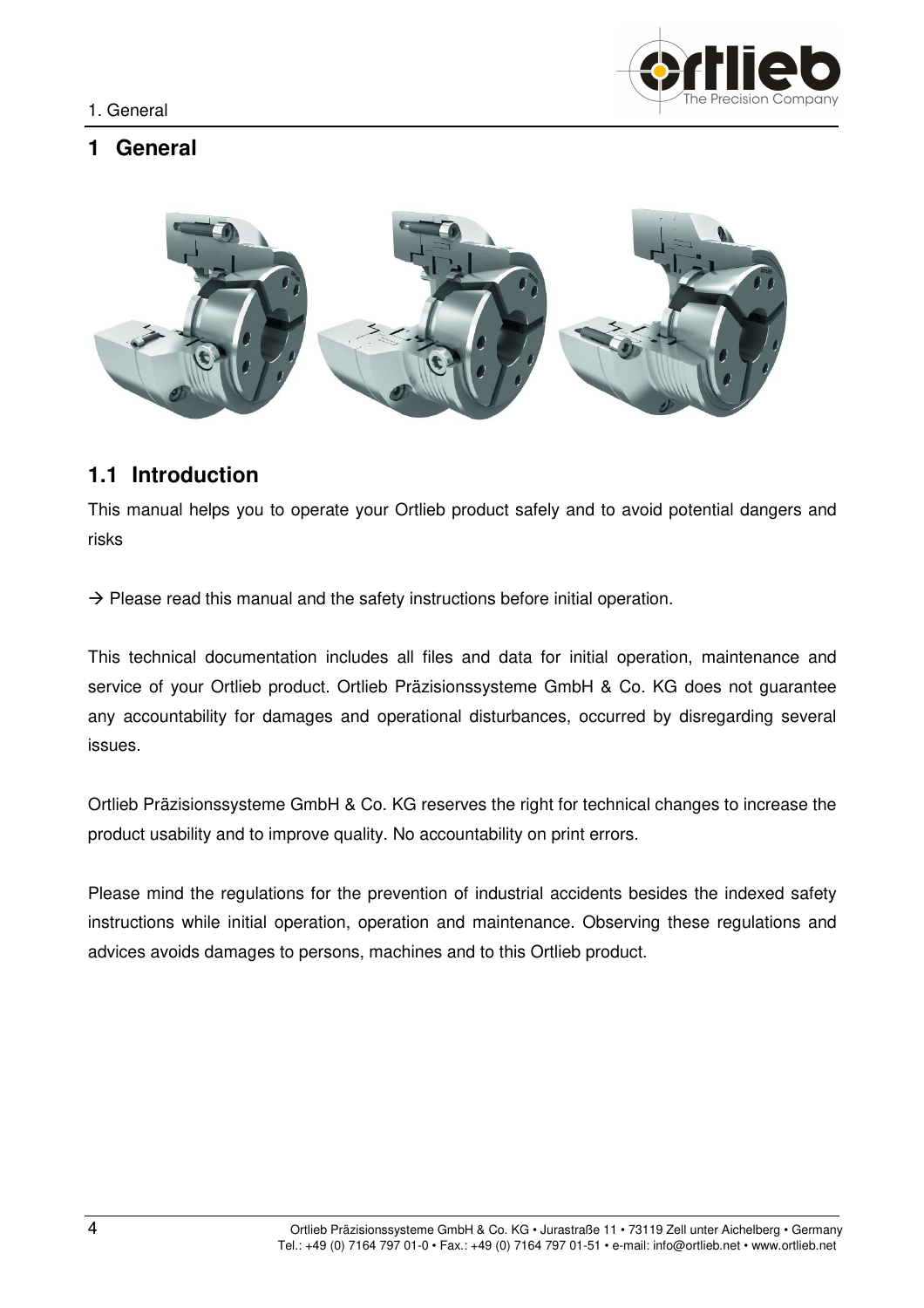# 1 General

## 1.1 Introduction

This manual helps you to operate your Ortlieb product safely and to avoid potential dangers and risks

→ Please read this manual and the safety instructions before initial operation.

This technical documentation includes all files and data for initial operation, maintenance and service of your Ortlieb product. Ortlieb Präzisionssysteme GmbH & Co. KG does not guarantee any accountability for damages and operational disturbances, occurred by disregarding several issues.

Ortlieb Präzisionssysteme GmbH & Co. KG reserves the right for technical changes to increase the product usability and to improve quality. No accountability on print errors.

Please mind the regulations for the prevention of industrial accidents besides the indexed safety instructions while initial operation, operation and maintenance. Observing these regulations and advices avoids damages to persons, machines and to this Ortlieb product.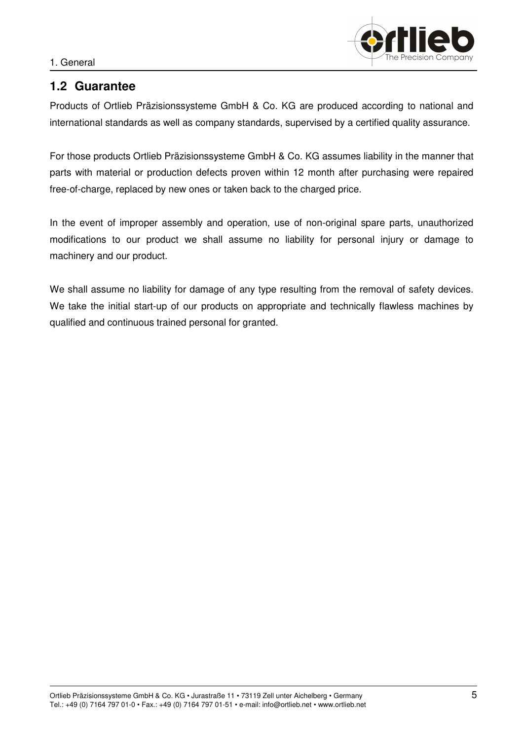## 1.2 Guarantee

Products of Ortlieb Präzisionssysteme GmbH & Co. KG are produced according to national and international standards as well as company standards, supervised by a certified quality assurance.

For those products Ortlieb Präzisionssysteme GmbH & Co. KG assumes liability in the manner that parts with material or production defects proven within 12 month after purchasing were repaired free-of-charge, replaced by new ones or taken back to the charged price.

In the event of improper assembly and operation, use of non-original spare parts, unauthorized modifications to our product we shall assume no liability for personal injury or damage to machinery and our product.

We shall assume no liability for damage of any type resulting from the removal of safety devices. We take the initial start-up of our products on appropriate and technically flawless machines by qualified and continuous trained personal for granted.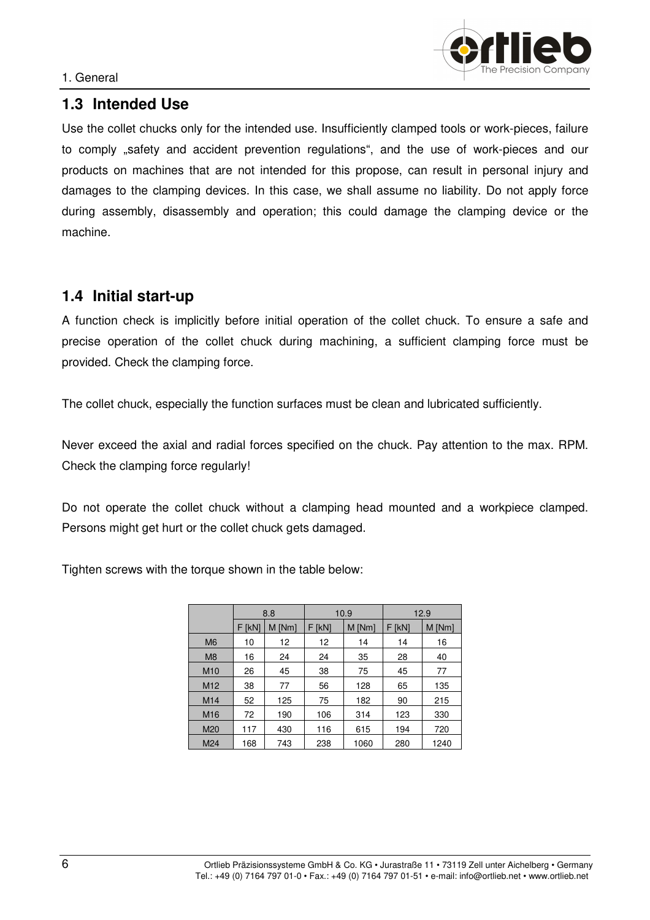## 1.3 Intended Use

Use the collet chucks only for the intended use. Insufficiently clamped tools or work-pieces, failure to comply „safety and accident prevention regulations“, and the use of work-pieces and our products on machines that are not intended for this propose, can result in personal injury and damages to the clamping devices. In this case, we shall assume no liability. Do not apply force during assembly, disassembly and operation; this could damage the clamping device or the machine.

## 1.4 Initial start-up

A function check is implicitly before initial operation of the collet chuck. To ensure a safe and precise operation of the collet chuck during machining, a sufficient clamping force must be provided. Check the clamping force.

The collet chuck, especially the function surfaces must be clean and lubricated sufficiently.

Never exceed the axial and radial forces specified on the chuck. Pay attention to the max. RPM. Check the clamping force regularly!

Do not operate the collet chuck without a clamping head mounted and a workpiece clamped. Persons might get hurt or the collet chuck gets damaged.

Tighten screws with the torque shown in the table below:

| | 8.8 | | 10.9 | | 12.9 | |
|---|---|---|---|---|---|---|
| | F [kN] | M [Nm] | F [kN] | M [Nm] | F [kN] | M [Nm] |
| M6 | 10 | 12 | 12 | 14 | 14 | 16 |
| M8 | 16 | 24 | 24 | 35 | 28 | 40 |
| M10 | 26 | 45 | 38 | 75 | 45 | 77 |
| M12 | 38 | 77 | 56 | 128 | 65 | 135 |
| M14 | 52 | 125 | 75 | 182 | 90 | 215 |
| M16 | 72 | 190 | 106 | 314 | 123 | 330 |
| M20 | 117 | 430 | 116 | 615 | 194 | 720 |
| M24 | 168 | 743 | 238 | 1060 | 280 | 1240 |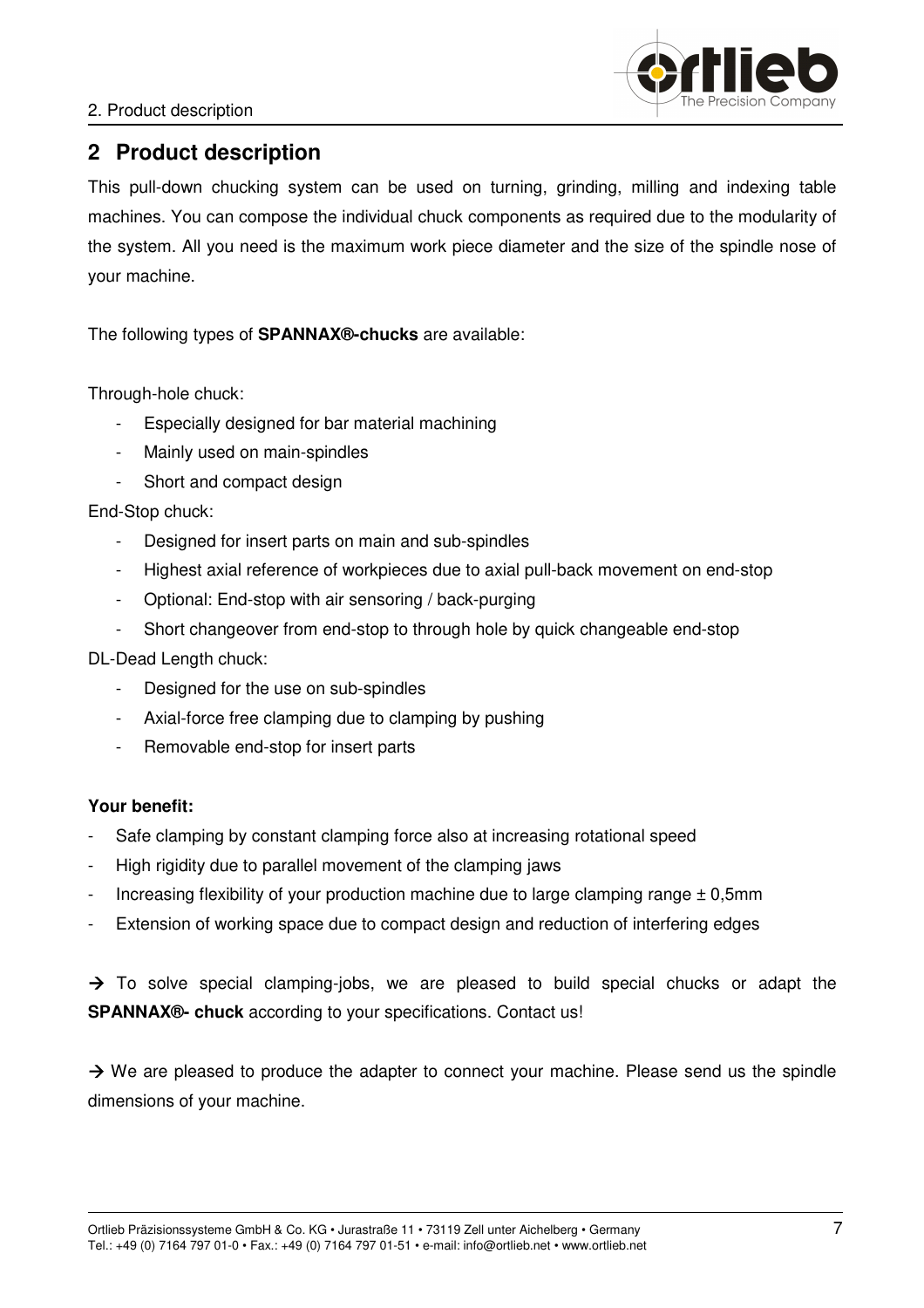## 2 Product description

This pull-down chucking system can be used on turning, grinding, milling and indexing table machines. You can compose the individual chuck components as required due to the modularity of the system. All you need is the maximum work piece diameter and the size of the spindle nose of your machine.

The following types of **SPANNAX®-chucks** are available:

Through-hole chuck:

- Especially designed for bar material machining
- Mainly used on main-spindles
- Short and compact design

End-Stop chuck:

- Designed for insert parts on main and sub-spindles
- Highest axial reference of workpieces due to axial pull-back movement on end-stop
- Optional: End-stop with air sensoring / back-purging
- Short changeover from end-stop to through hole by quick changeable end-stop

DL-Dead Length chuck:

- Designed for the use on sub-spindles
- Axial-force free clamping due to clamping by pushing
- Removable end-stop for insert parts

**Your benefit:**

- Safe clamping by constant clamping force also at increasing rotational speed
- High rigidity due to parallel movement of the clamping jaws
- Increasing flexibility of your production machine due to large clamping range ± 0,5mm
- Extension of working space due to compact design and reduction of interfering edges

→ To solve special clamping-jobs, we are pleased to build special chucks or adapt the **SPANNAX®- chuck** according to your specifications. Contact us!

→ We are pleased to produce the adapter to connect your machine. Please send us the spindle dimensions of your machine.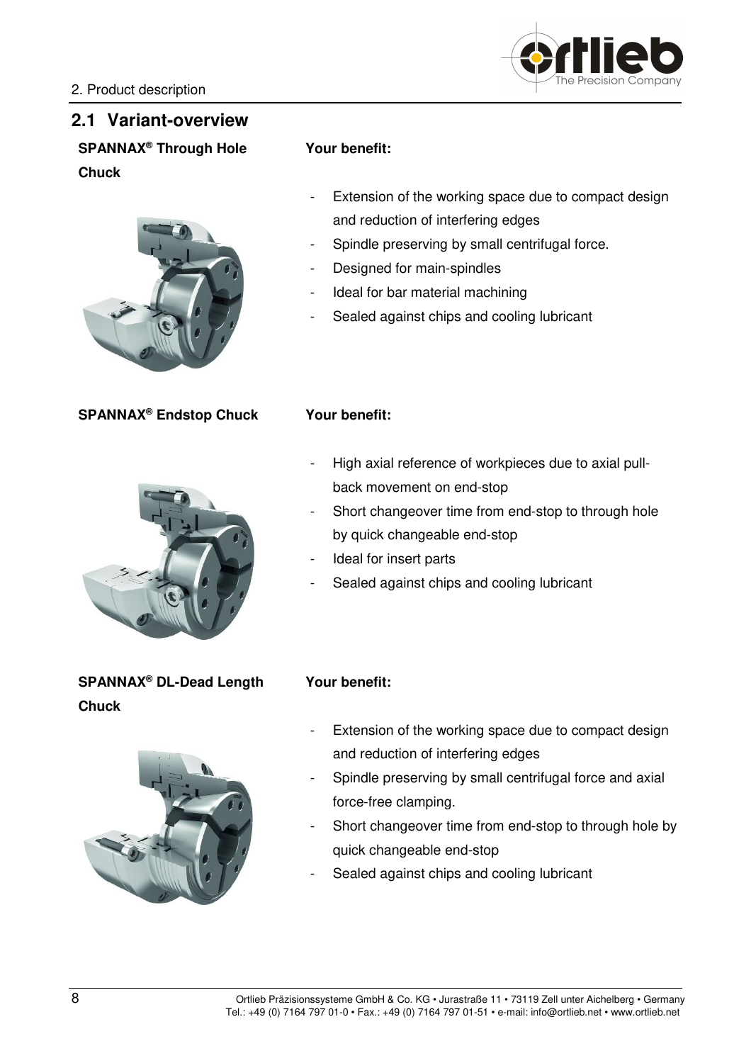## 2.1 Variant-overview

**SPANNAX® Through Hole Chuck**

**Your benefit:**

- Extension of the working space due to compact design and reduction of interfering edges
- Spindle preserving by small centrifugal force.
- Designed for main-spindles
- Ideal for bar material machining
- Sealed against chips and cooling lubricant

**SPANNAX® Endstop Chuck**

**Your benefit:**

- High axial reference of workpieces due to axial pull-back movement on end-stop
- Short changeover time from end-stop to through hole by quick changeable end-stop
- Ideal for insert parts
- Sealed against chips and cooling lubricant

**SPANNAX® DL-Dead Length Chuck**

**Your benefit:**

- Extension of the working space due to compact design and reduction of interfering edges
- Spindle preserving by small centrifugal force and axial force-free clamping.
- Short changeover time from end-stop to through hole by quick changeable end-stop
- Sealed against chips and cooling lubricant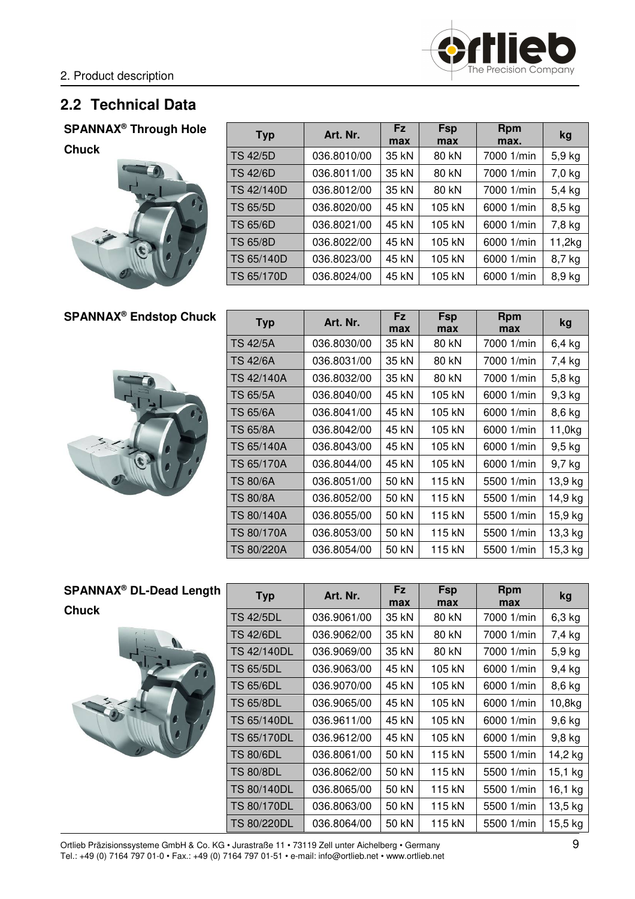## 2.2 Technical Data

**SPANNAX® Through Hole Chuck**

| Typ | Art. Nr. | Fz max | Fsp max | Rpm max. | kg |
|---|---|---|---|---|---|
| TS 42/5D | 036.8010/00 | 35 kN | 80 kN | 7000 1/min | 5,9 kg |
| TS 42/6D | 036.8011/00 | 35 kN | 80 kN | 7000 1/min | 7,0 kg |
| TS 42/140D | 036.8012/00 | 35 kN | 80 kN | 7000 1/min | 5,4 kg |
| TS 65/5D | 036.8020/00 | 45 kN | 105 kN | 6000 1/min | 8,5 kg |
| TS 65/6D | 036.8021/00 | 45 kN | 105 kN | 6000 1/min | 7,8 kg |
| TS 65/8D | 036.8022/00 | 45 kN | 105 kN | 6000 1/min | 11,2kg |
| TS 65/140D | 036.8023/00 | 45 kN | 105 kN | 6000 1/min | 8,7 kg |
| TS 65/170D | 036.8024/00 | 45 kN | 105 kN | 6000 1/min | 8,9 kg |

**SPANNAX® Endstop Chuck**

| Typ | Art. Nr. | Fz max | Fsp max | Rpm max | kg |
|---|---|---|---|---|---|
| TS 42/5A | 036.8030/00 | 35 kN | 80 kN | 7000 1/min | 6,4 kg |
| TS 42/6A | 036.8031/00 | 35 kN | 80 kN | 7000 1/min | 7,4 kg |
| TS 42/140A | 036.8032/00 | 35 kN | 80 kN | 7000 1/min | 5,8 kg |
| TS 65/5A | 036.8040/00 | 45 kN | 105 kN | 6000 1/min | 9,3 kg |
| TS 65/6A | 036.8041/00 | 45 kN | 105 kN | 6000 1/min | 8,6 kg |
| TS 65/8A | 036.8042/00 | 45 kN | 105 kN | 6000 1/min | 11,0kg |
| TS 65/140A | 036.8043/00 | 45 kN | 105 kN | 6000 1/min | 9,5 kg |
| TS 65/170A | 036.8044/00 | 45 kN | 105 kN | 6000 1/min | 9,7 kg |
| TS 80/6A | 036.8051/00 | 50 kN | 115 kN | 5500 1/min | 13,9 kg |
| TS 80/8A | 036.8052/00 | 50 kN | 115 kN | 5500 1/min | 14,9 kg |
| TS 80/140A | 036.8055/00 | 50 kN | 115 kN | 5500 1/min | 15,9 kg |
| TS 80/170A | 036.8053/00 | 50 kN | 115 kN | 5500 1/min | 13,3 kg |
| TS 80/220A | 036.8054/00 | 50 kN | 115 kN | 5500 1/min | 15,3 kg |

**SPANNAX® DL-Dead Length Chuck**

| Typ | Art. Nr. | Fz max | Fsp max | Rpm max | kg |
|---|---|---|---|---|---|
| TS 42/5DL | 036.9061/00 | 35 kN | 80 kN | 7000 1/min | 6,3 kg |
| TS 42/6DL | 036.9062/00 | 35 kN | 80 kN | 7000 1/min | 7,4 kg |
| TS 42/140DL | 036.9069/00 | 35 kN | 80 kN | 7000 1/min | 5,9 kg |
| TS 65/5DL | 036.9063/00 | 45 kN | 105 kN | 6000 1/min | 9,4 kg |
| TS 65/6DL | 036.9070/00 | 45 kN | 105 kN | 6000 1/min | 8,6 kg |
| TS 65/8DL | 036.9065/00 | 45 kN | 105 kN | 6000 1/min | 10,8kg |
| TS 65/140DL | 036.9611/00 | 45 kN | 105 kN | 6000 1/min | 9,6 kg |
| TS 65/170DL | 036.9612/00 | 45 kN | 105 kN | 6000 1/min | 9,8 kg |
| TS 80/6DL | 036.8061/00 | 50 kN | 115 kN | 5500 1/min | 14,2 kg |
| TS 80/8DL | 036.8062/00 | 50 kN | 115 kN | 5500 1/min | 15,1 kg |
| TS 80/140DL | 036.8065/00 | 50 kN | 115 kN | 5500 1/min | 16,1 kg |
| TS 80/170DL | 036.8063/00 | 50 kN | 115 kN | 5500 1/min | 13,5 kg |
| TS 80/220DL | 036.8064/00 | 50 kN | 115 kN | 5500 1/min | 15,5 kg |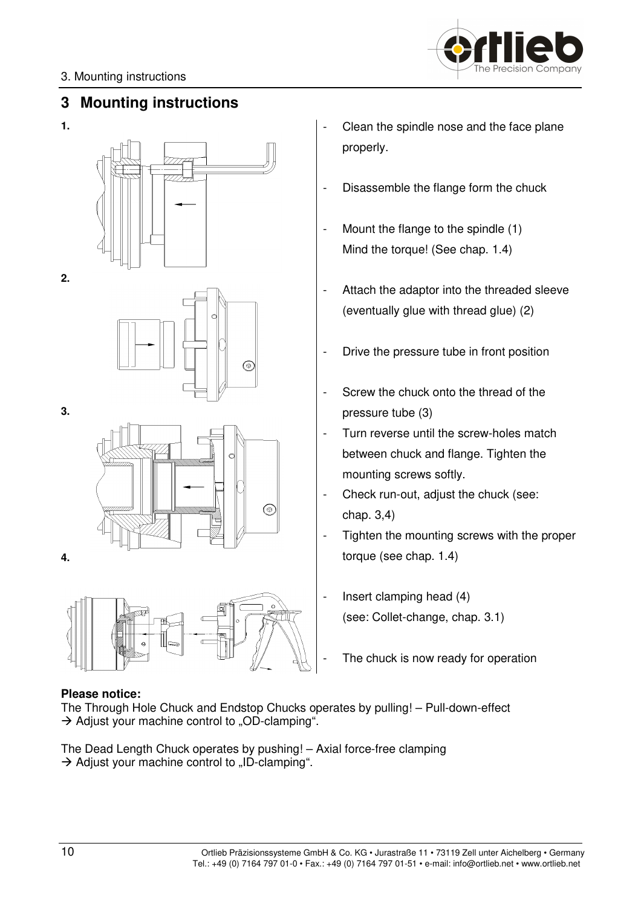# 3 Mounting instructions

**1.**

**2.**

**3.**

**4.**

- Clean the spindle nose and the face plane properly.
- Disassemble the flange form the chuck
- Mount the flange to the spindle (1)
  Mind the torque! (See chap. 1.4)
- Attach the adaptor into the threaded sleeve (eventually glue with thread glue) (2)
- Drive the pressure tube in front position
- Screw the chuck onto the thread of the pressure tube (3)
- Turn reverse until the screw-holes match between chuck and flange. Tighten the mounting screws softly.
- Check run-out, adjust the chuck (see: chap. 3,4)
- Tighten the mounting screws with the proper torque (see chap. 1.4)
- Insert clamping head (4)
  (see: Collet-change, chap. 3.1)
- The chuck is now ready for operation

**Please notice:**

The Through Hole Chuck and Endstop Chucks operates by pulling! – Pull-down-effect
→ Adjust your machine control to „OD-clamping".

The Dead Length Chuck operates by pushing! – Axial force-free clamping
→ Adjust your machine control to „ID-clamping".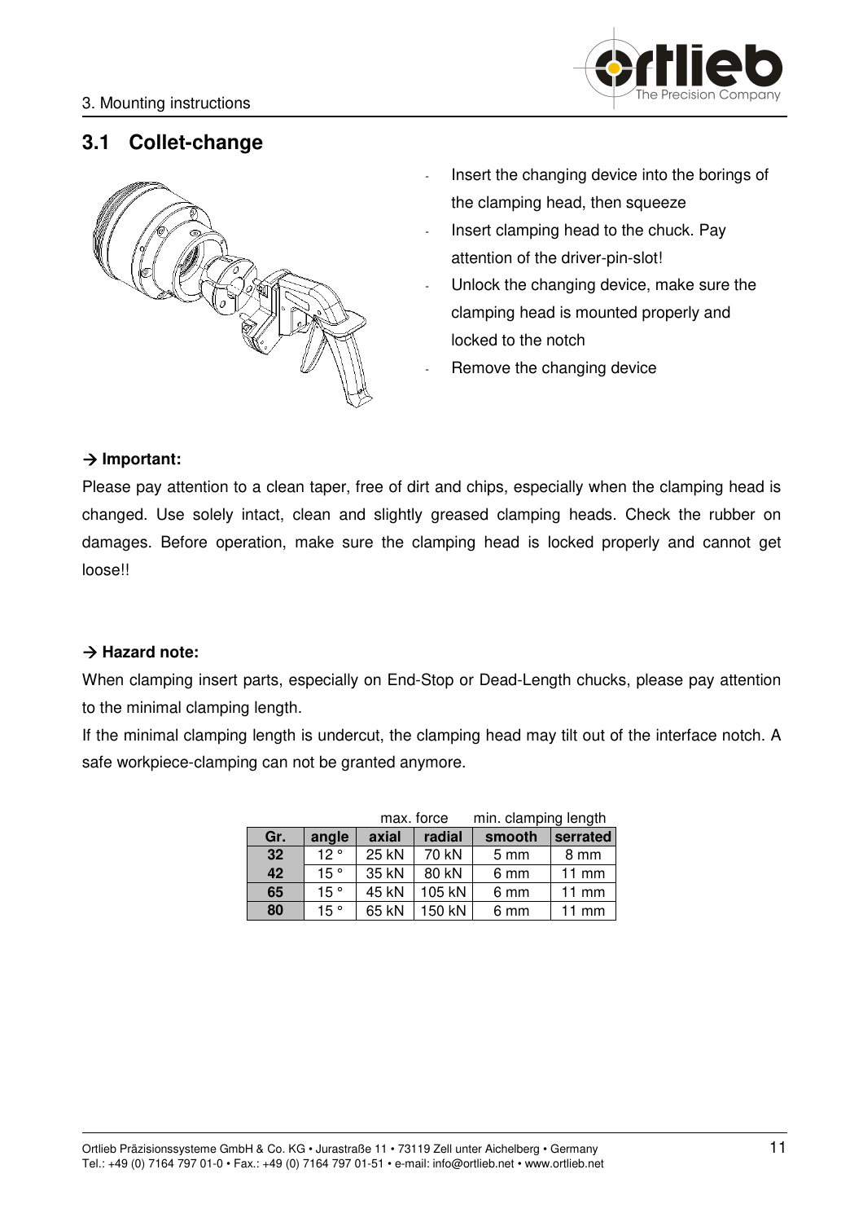## 3.1 Collet-change

- Insert the changing device into the borings of the clamping head, then squeeze
- Insert clamping head to the chuck. Pay attention of the driver-pin-slot!
- Unlock the changing device, make sure the clamping head is mounted properly and locked to the notch
- Remove the changing device

**→ Important:**

Please pay attention to a clean taper, free of dirt and chips, especially when the clamping head is changed. Use solely intact, clean and slightly greased clamping heads. Check the rubber on damages. Before operation, make sure the clamping head is locked properly and cannot get loose!!

**→ Hazard note:**

When clamping insert parts, especially on End-Stop or Dead-Length chucks, please pay attention to the minimal clamping length.

If the minimal clamping length is undercut, the clamping head may tilt out of the interface notch. A safe workpiece-clamping can not be granted anymore.

| | | max. force | | min. clamping length | |
|---|---|---|---|---|---|
| **Gr.** | **angle** | **axial** | **radial** | **smooth** | **serrated** |
| **32** | 12 ° | 25 kN | 70 kN | 5 mm | 8 mm |
| **42** | 15 ° | 35 kN | 80 kN | 6 mm | 11 mm |
| **65** | 15 ° | 45 kN | 105 kN | 6 mm | 11 mm |
| **80** | 15 ° | 65 kN | 150 kN | 6 mm | 11 mm |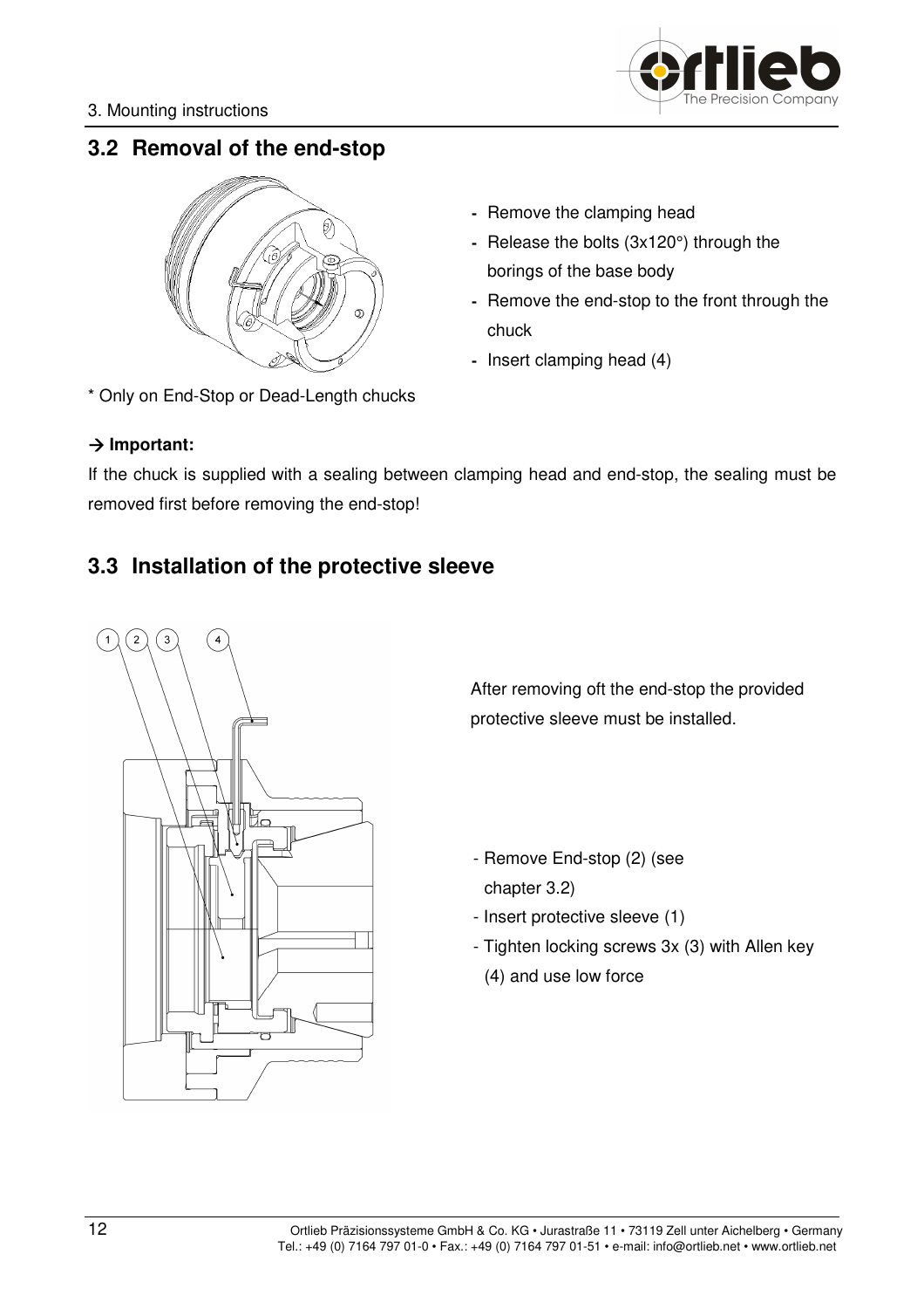## 3.2 Removal of the end-stop

- Remove the clamping head
- Release the bolts (3x120°) through the borings of the base body
- Remove the end-stop to the front through the chuck
- Insert clamping head (4)

\* Only on End-Stop or Dead-Length chucks

**→ Important:**

If the chuck is supplied with a sealing between clamping head and end-stop, the sealing must be removed first before removing the end-stop!

## 3.3 Installation of the protective sleeve

After removing oft the end-stop the provided protective sleeve must be installed.

- Remove End-stop (2) (see chapter 3.2)
- Insert protective sleeve (1)
- Tighten locking screws 3x (3) with Allen key (4) and use low force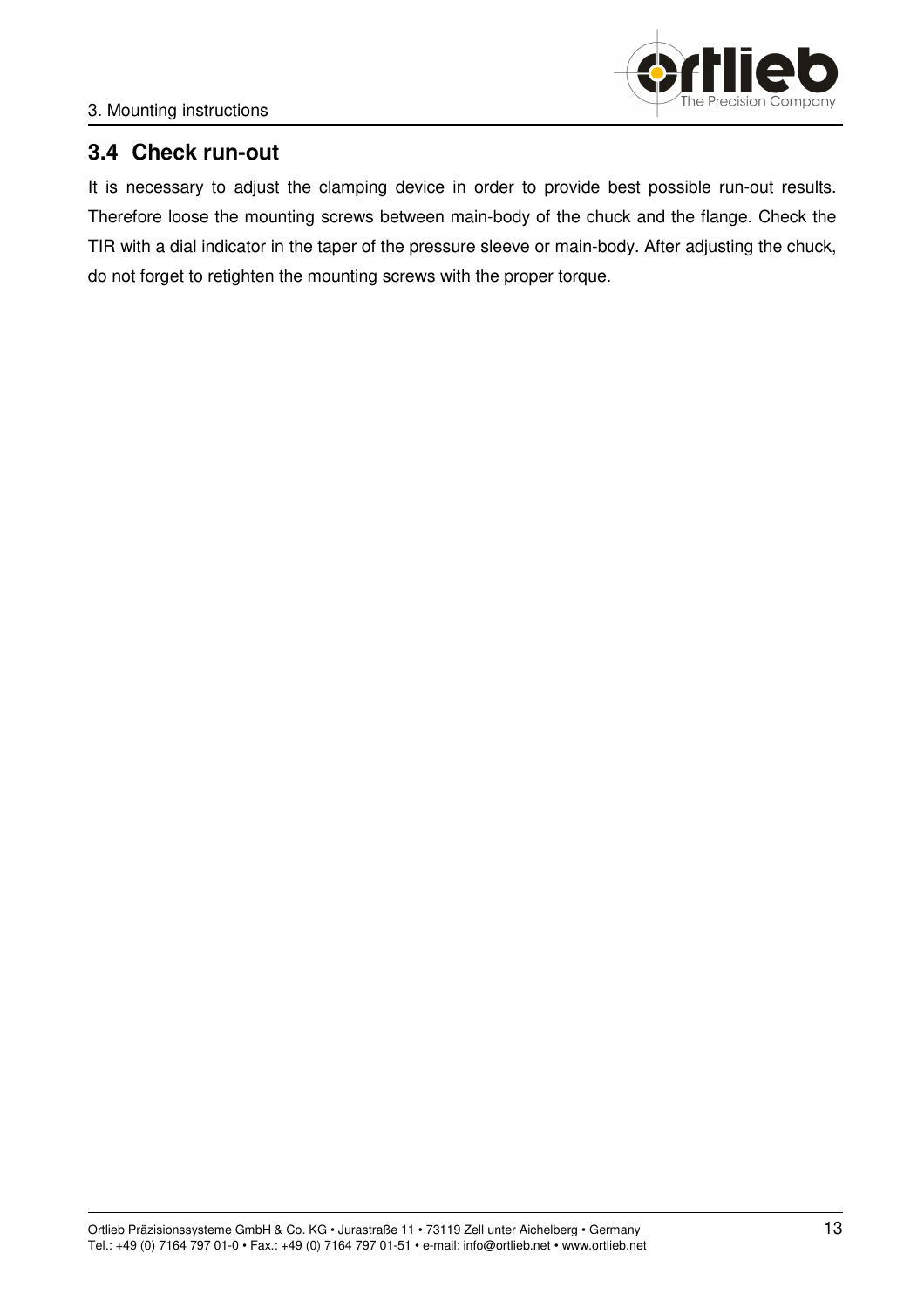## 3.4 Check run-out

It is necessary to adjust the clamping device in order to provide best possible run-out results. Therefore loose the mounting screws between main-body of the chuck and the flange. Check the TIR with a dial indicator in the taper of the pressure sleeve or main-body. After adjusting the chuck, do not forget to retighten the mounting screws with the proper torque.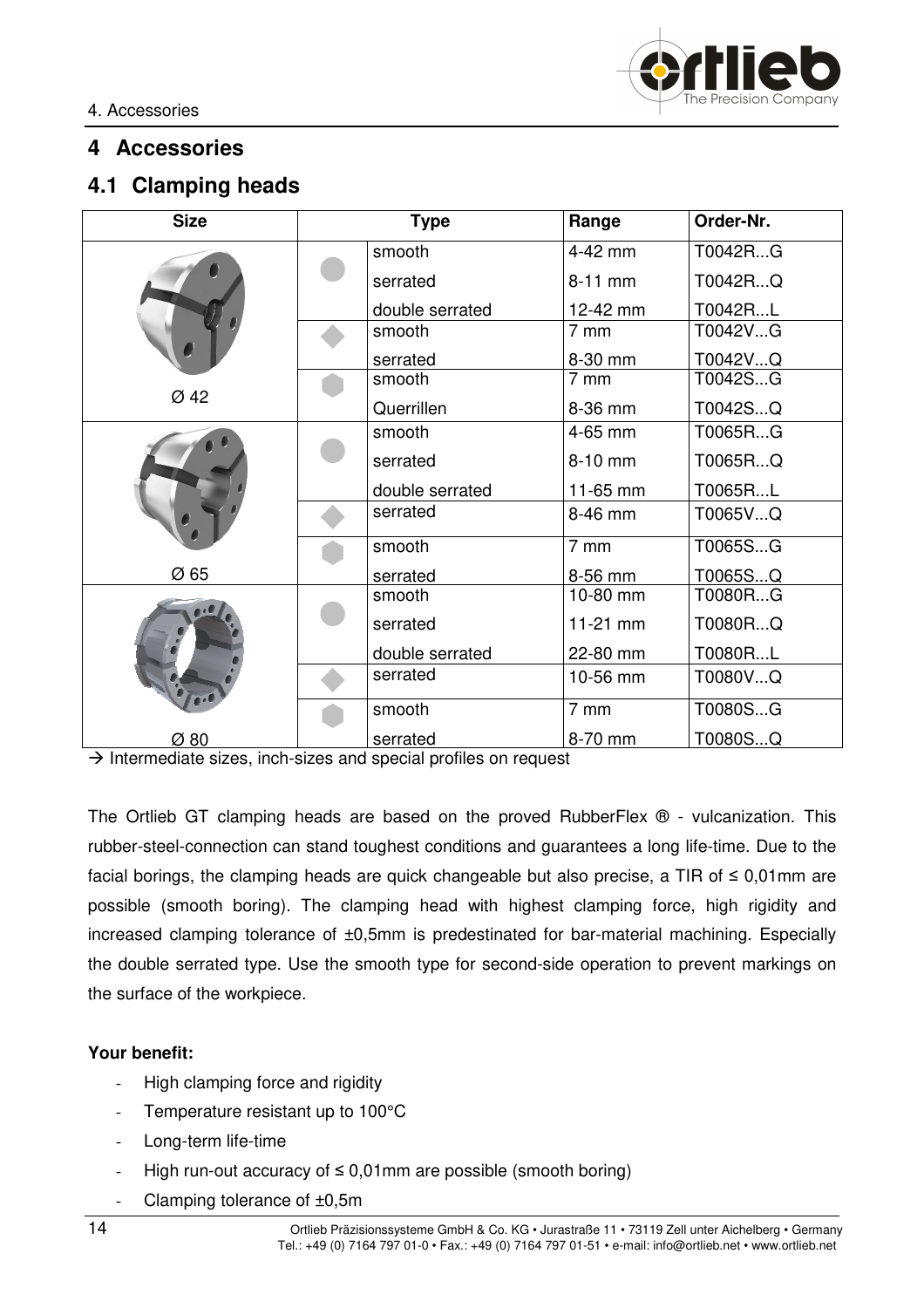# 4 Accessories

## 4.1 Clamping heads

| Size | Type | | Range | Order-Nr. |
|---|---|---|---|---|
| Ø 42 | ● | smooth | 4-42 mm | T0042R...G |
| | | serrated | 8-11 mm | T0042R...Q |
| | | double serrated | 12-42 mm | T0042R...L |
| | ◆ | smooth | 7 mm | T0042V...G |
| | | serrated | 8-30 mm | T0042V...Q |
| | ⬢ | smooth | 7 mm | T0042S...G |
| | | Querrillen | 8-36 mm | T0042S...Q |
| Ø 65 | ● | smooth | 4-65 mm | T0065R...G |
| | | serrated | 8-10 mm | T0065R...Q |
| | | double serrated | 11-65 mm | T0065R...L |
| | ◆ | serrated | 8-46 mm | T0065V...Q |
| | ⬢ | smooth | 7 mm | T0065S...G |
| | | serrated | 8-56 mm | T0065S...Q |
| Ø 80 | ● | smooth | 10-80 mm | T0080R...G |
| | | serrated | 11-21 mm | T0080R...Q |
| | | double serrated | 22-80 mm | T0080R...L |
| | ◆ | serrated | 10-56 mm | T0080V...Q |
| | ⬢ | smooth | 7 mm | T0080S...G |
| | | serrated | 8-70 mm | T0080S...Q |

→ Intermediate sizes, inch-sizes and special profiles on request

The Ortlieb GT clamping heads are based on the proved RubberFlex ® - vulcanization. This rubber-steel-connection can stand toughest conditions and guarantees a long life-time. Due to the facial borings, the clamping heads are quick changeable but also precise, a TIR of ≤ 0,01mm are possible (smooth boring). The clamping head with highest clamping force, high rigidity and increased clamping tolerance of ±0,5mm is predestinated for bar-material machining. Especially the double serrated type. Use the smooth type for second-side operation to prevent markings on the surface of the workpiece.

**Your benefit:**

- High clamping force and rigidity
- Temperature resistant up to 100°C
- Long-term life-time
- High run-out accuracy of ≤ 0,01mm are possible (smooth boring)
- Clamping tolerance of ±0,5m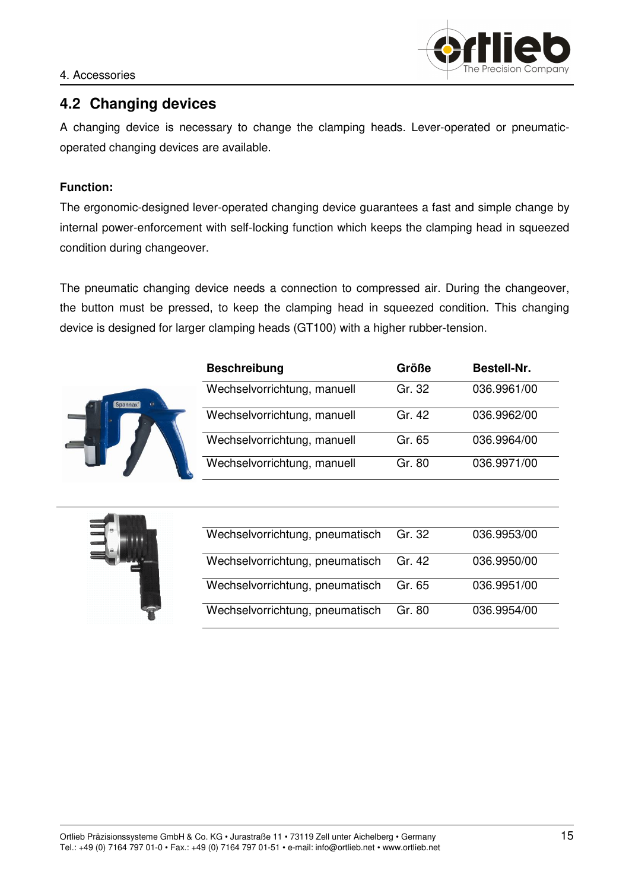## 4.2 Changing devices

A changing device is necessary to change the clamping heads. Lever-operated or pneumatic-operated changing devices are available.

**Function:**

The ergonomic-designed lever-operated changing device guarantees a fast and simple change by internal power-enforcement with self-locking function which keeps the clamping head in squeezed condition during changeover.

The pneumatic changing device needs a connection to compressed air. During the changeover, the button must be pressed, to keep the clamping head in squeezed condition. This changing device is designed for larger clamping heads (GT100) with a higher rubber-tension.

| Beschreibung | Größe | Bestell-Nr. |
|---|---|---|
| Wechselvorrichtung, manuell | Gr. 32 | 036.9961/00 |
| Wechselvorrichtung, manuell | Gr. 42 | 036.9962/00 |
| Wechselvorrichtung, manuell | Gr. 65 | 036.9964/00 |
| Wechselvorrichtung, manuell | Gr. 80 | 036.9971/00 |
| Wechselvorrichtung, pneumatisch | Gr. 32 | 036.9953/00 |
| Wechselvorrichtung, pneumatisch | Gr. 42 | 036.9950/00 |
| Wechselvorrichtung, pneumatisch | Gr. 65 | 036.9951/00 |
| Wechselvorrichtung, pneumatisch | Gr. 80 | 036.9954/00 |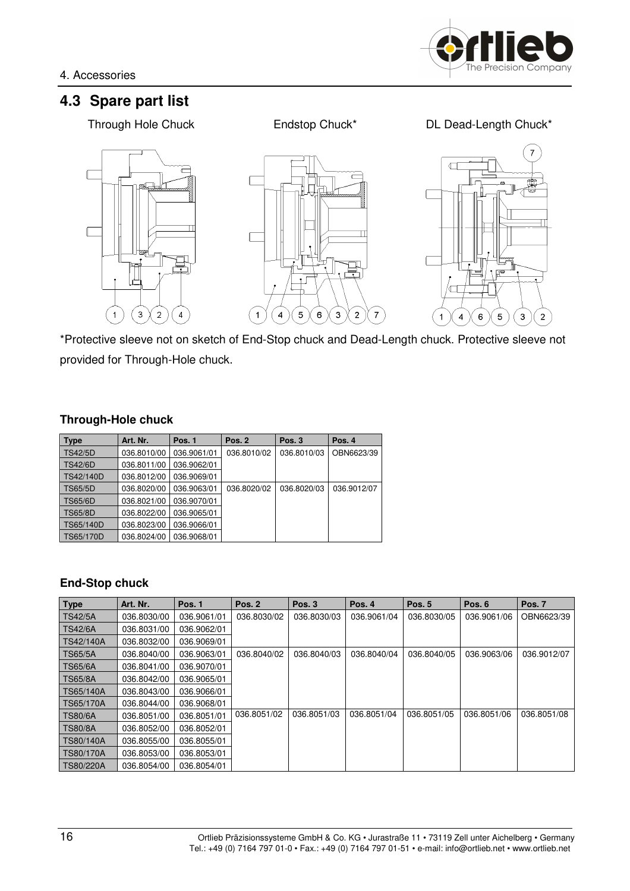## 4.3 Spare part list

Through Hole Chuck    Endstop Chuck*    DL Dead-Length Chuck*

*Protective sleeve not on sketch of End-Stop chuck and Dead-Length chuck. Protective sleeve not provided for Through-Hole chuck.

### Through-Hole chuck

| Type | Art. Nr. | Pos. 1 | Pos. 2 | Pos. 3 | Pos. 4 |
|---|---|---|---|---|---|
| TS42/5D | 036.8010/00 | 036.9061/01 | 036.8010/02 | 036.8010/03 | OBN6623/39 |
| TS42/6D | 036.8011/00 | 036.9062/01 | | | |
| TS42/140D | 036.8012/00 | 036.9069/01 | | | |
| TS65/5D | 036.8020/00 | 036.9063/01 | 036.8020/02 | 036.8020/03 | 036.9012/07 |
| TS65/6D | 036.8021/00 | 036.9070/01 | | | |
| TS65/8D | 036.8022/00 | 036.9065/01 | | | |
| TS65/140D | 036.8023/00 | 036.9066/01 | | | |
| TS65/170D | 036.8024/00 | 036.9068/01 | | | |

### End-Stop chuck

| Type | Art. Nr. | Pos. 1 | Pos. 2 | Pos. 3 | Pos. 4 | Pos. 5 | Pos. 6 | Pos. 7 |
|---|---|---|---|---|---|---|---|---|
| TS42/5A | 036.8030/00 | 036.9061/01 | 036.8030/02 | 036.8030/03 | 036.9061/04 | 036.8030/05 | 036.9061/06 | OBN6623/39 |
| TS42/6A | 036.8031/00 | 036.9062/01 | | | | | | |
| TS42/140A | 036.8032/00 | 036.9069/01 | | | | | | |
| TS65/5A | 036.8040/00 | 036.9063/01 | 036.8040/02 | 036.8040/03 | 036.8040/04 | 036.8040/05 | 036.9063/06 | 036.9012/07 |
| TS65/6A | 036.8041/00 | 036.9070/01 | | | | | | |
| TS65/8A | 036.8042/00 | 036.9065/01 | | | | | | |
| TS65/140A | 036.8043/00 | 036.9066/01 | | | | | | |
| TS65/170A | 036.8044/00 | 036.9068/01 | | | | | | |
| TS80/6A | 036.8051/00 | 036.8051/01 | 036.8051/02 | 036.8051/03 | 036.8051/04 | 036.8051/05 | 036.8051/06 | 036.8051/08 |
| TS80/8A | 036.8052/00 | 036.8052/01 | | | | | | |
| TS80/140A | 036.8055/00 | 036.8055/01 | | | | | | |
| TS80/170A | 036.8053/00 | 036.8053/01 | | | | | | |
| TS80/220A | 036.8054/00 | 036.8054/01 | | | | | | |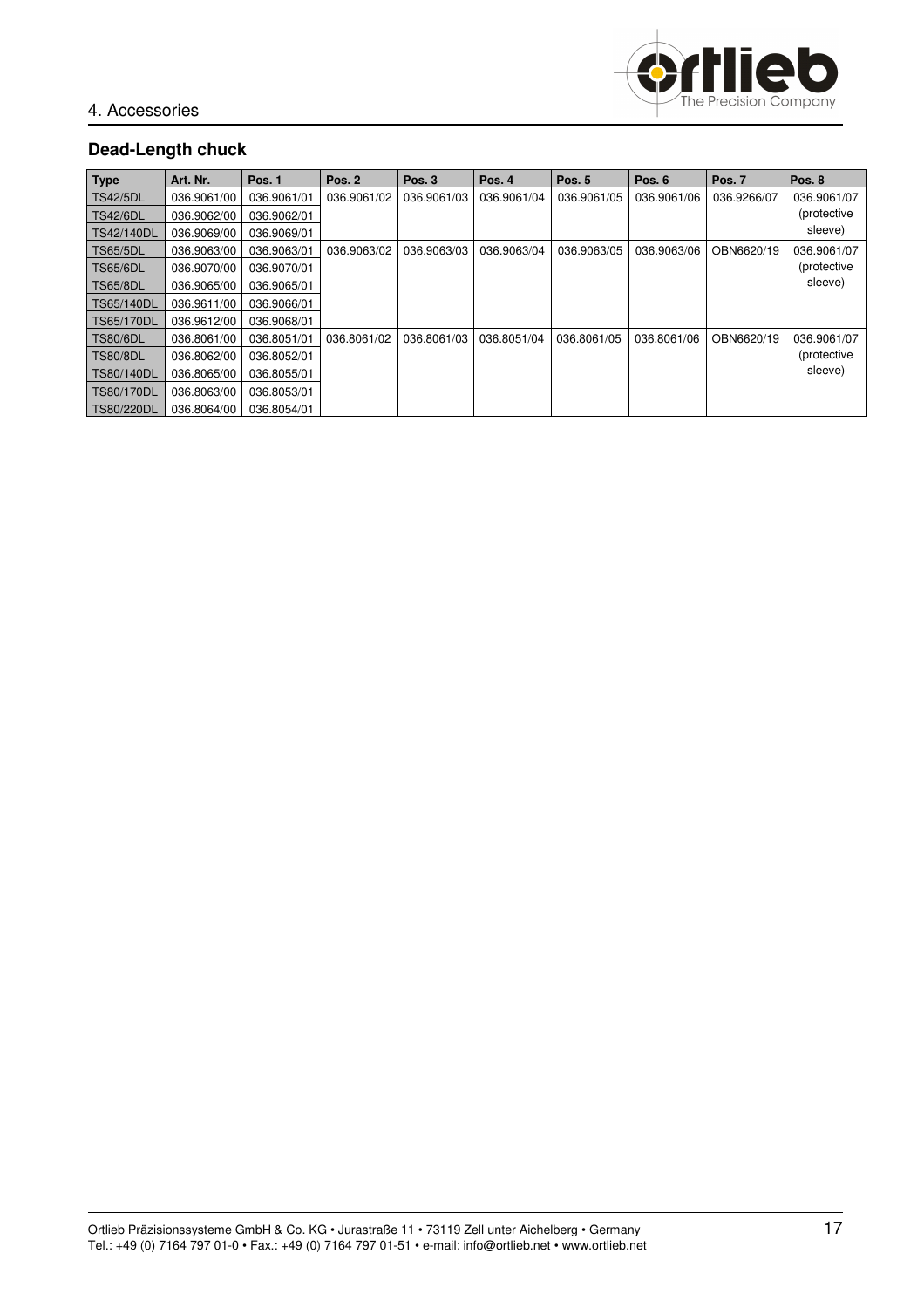## 4. Accessories

### Dead-Length chuck

| Type | Art. Nr. | Pos. 1 | Pos. 2 | Pos. 3 | Pos. 4 | Pos. 5 | Pos. 6 | Pos. 7 | Pos. 8 |
|---|---|---|---|---|---|---|---|---|---|
| TS42/5DL | 036.9061/00 | 036.9061/01 | 036.9061/02 | 036.9061/03 | 036.9061/04 | 036.9061/05 | 036.9061/06 | 036.9266/07 | 036.9061/07 (protective sleeve) |
| TS42/6DL | 036.9062/00 | 036.9062/01 | | | | | | | |
| TS42/140DL | 036.9069/00 | 036.9069/01 | | | | | | | |
| TS65/5DL | 036.9063/00 | 036.9063/01 | 036.9063/02 | 036.9063/03 | 036.9063/04 | 036.9063/05 | 036.9063/06 | OBN6620/19 | 036.9061/07 (protective sleeve) |
| TS65/6DL | 036.9070/00 | 036.9070/01 | | | | | | | |
| TS65/8DL | 036.9065/00 | 036.9065/01 | | | | | | | |
| TS65/140DL | 036.9611/00 | 036.9066/01 | | | | | | | |
| TS65/170DL | 036.9612/00 | 036.9068/01 | | | | | | | |
| TS80/6DL | 036.8061/00 | 036.8051/01 | 036.8061/02 | 036.8061/03 | 036.8051/04 | 036.8061/05 | 036.8061/06 | OBN6620/19 | 036.9061/07 (protective sleeve) |
| TS80/8DL | 036.8062/00 | 036.8052/01 | | | | | | | |
| TS80/140DL | 036.8065/00 | 036.8055/01 | | | | | | | |
| TS80/170DL | 036.8063/00 | 036.8053/01 | | | | | | | |
| TS80/220DL | 036.8064/00 | 036.8054/01 | | | | | | | |

Ortlieb Präzisionssysteme GmbH & Co. KG • Jurastraße 11 • 73119 Zell unter Aichelberg • Germany
Tel.: +49 (0) 7164 797 01-0 • Fax.: +49 (0) 7164 797 01-51 • e-mail: info@ortlieb.net • www.ortlieb.net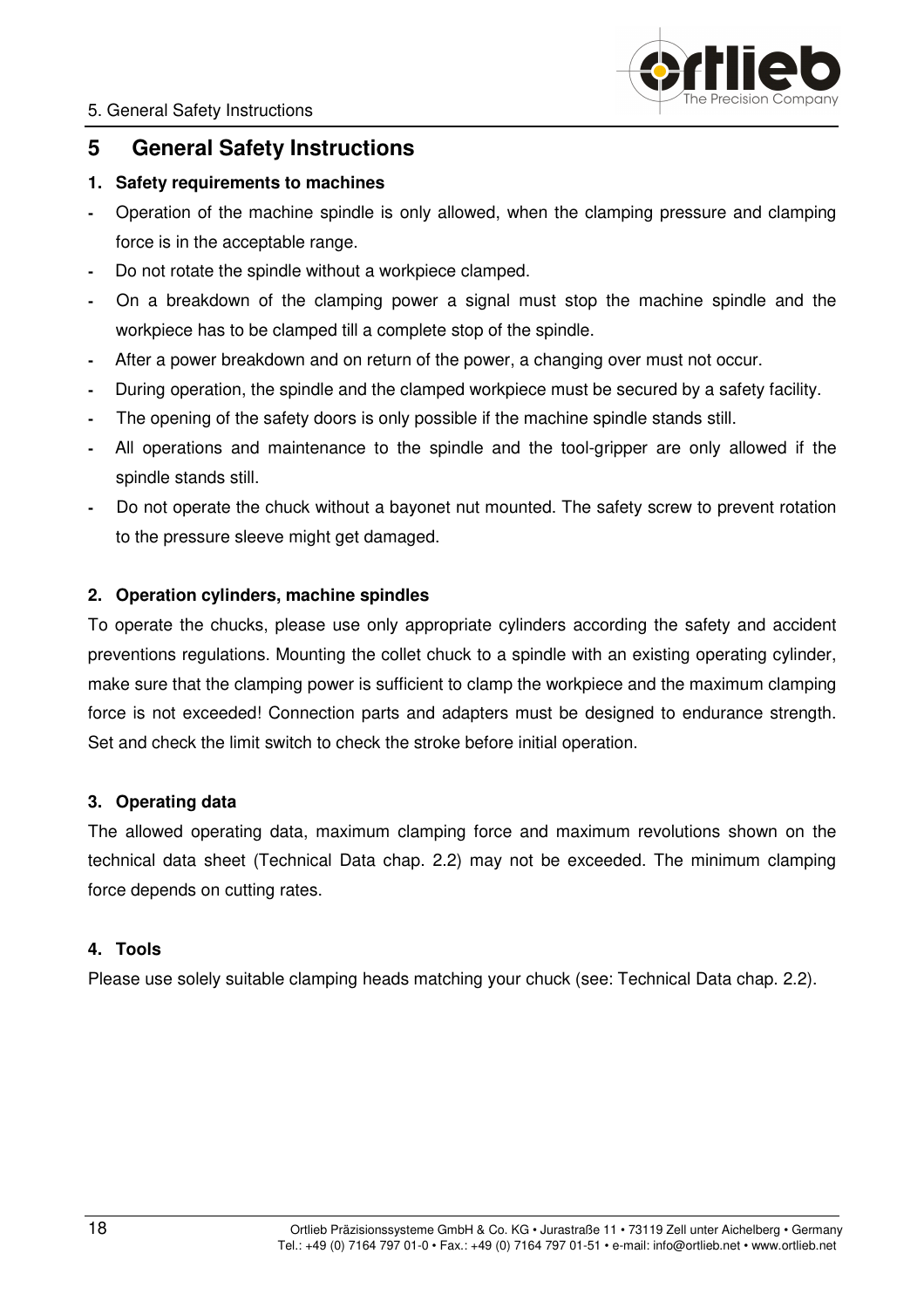# 5 General Safety Instructions

**1. Safety requirements to machines**

- Operation of the machine spindle is only allowed, when the clamping pressure and clamping force is in the acceptable range.
- Do not rotate the spindle without a workpiece clamped.
- On a breakdown of the clamping power a signal must stop the machine spindle and the workpiece has to be clamped till a complete stop of the spindle.
- After a power breakdown and on return of the power, a changing over must not occur.
- During operation, the spindle and the clamped workpiece must be secured by a safety facility.
- The opening of the safety doors is only possible if the machine spindle stands still.
- All operations and maintenance to the spindle and the tool-gripper are only allowed if the spindle stands still.
- Do not operate the chuck without a bayonet nut mounted. The safety screw to prevent rotation to the pressure sleeve might get damaged.

**2. Operation cylinders, machine spindles**

To operate the chucks, please use only appropriate cylinders according the safety and accident preventions regulations. Mounting the collet chuck to a spindle with an existing operating cylinder, make sure that the clamping power is sufficient to clamp the workpiece and the maximum clamping force is not exceeded! Connection parts and adapters must be designed to endurance strength. Set and check the limit switch to check the stroke before initial operation.

**3. Operating data**

The allowed operating data, maximum clamping force and maximum revolutions shown on the technical data sheet (Technical Data chap. 2.2) may not be exceeded. The minimum clamping force depends on cutting rates.

**4. Tools**

Please use solely suitable clamping heads matching your chuck (see: Technical Data chap. 2.2).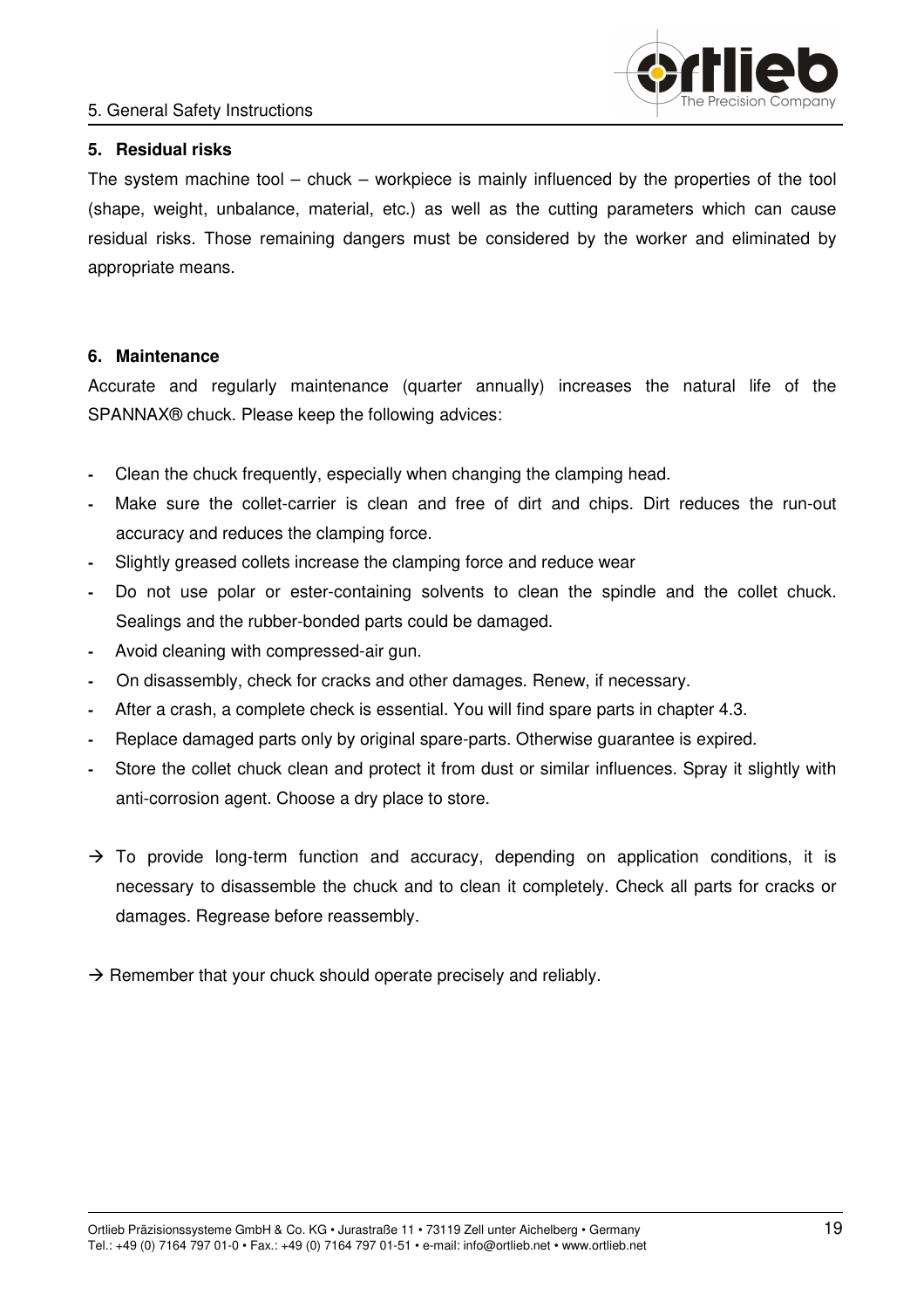## 5. Residual risks

The system machine tool – chuck – workpiece is mainly influenced by the properties of the tool (shape, weight, unbalance, material, etc.) as well as the cutting parameters which can cause residual risks. Those remaining dangers must be considered by the worker and eliminated by appropriate means.

## 6. Maintenance

Accurate and regularly maintenance (quarter annually) increases the natural life of the SPANNAX® chuck. Please keep the following advices:

- Clean the chuck frequently, especially when changing the clamping head.
- Make sure the collet-carrier is clean and free of dirt and chips. Dirt reduces the run-out accuracy and reduces the clamping force.
- Slightly greased collets increase the clamping force and reduce wear
- Do not use polar or ester-containing solvents to clean the spindle and the collet chuck. Sealings and the rubber-bonded parts could be damaged.
- Avoid cleaning with compressed-air gun.
- On disassembly, check for cracks and other damages. Renew, if necessary.
- After a crash, a complete check is essential. You will find spare parts in chapter 4.3.
- Replace damaged parts only by original spare-parts. Otherwise guarantee is expired.
- Store the collet chuck clean and protect it from dust or similar influences. Spray it slightly with anti-corrosion agent. Choose a dry place to store.

→ To provide long-term function and accuracy, depending on application conditions, it is necessary to disassemble the chuck and to clean it completely. Check all parts for cracks or damages. Regrease before reassembly.

→ Remember that your chuck should operate precisely and reliably.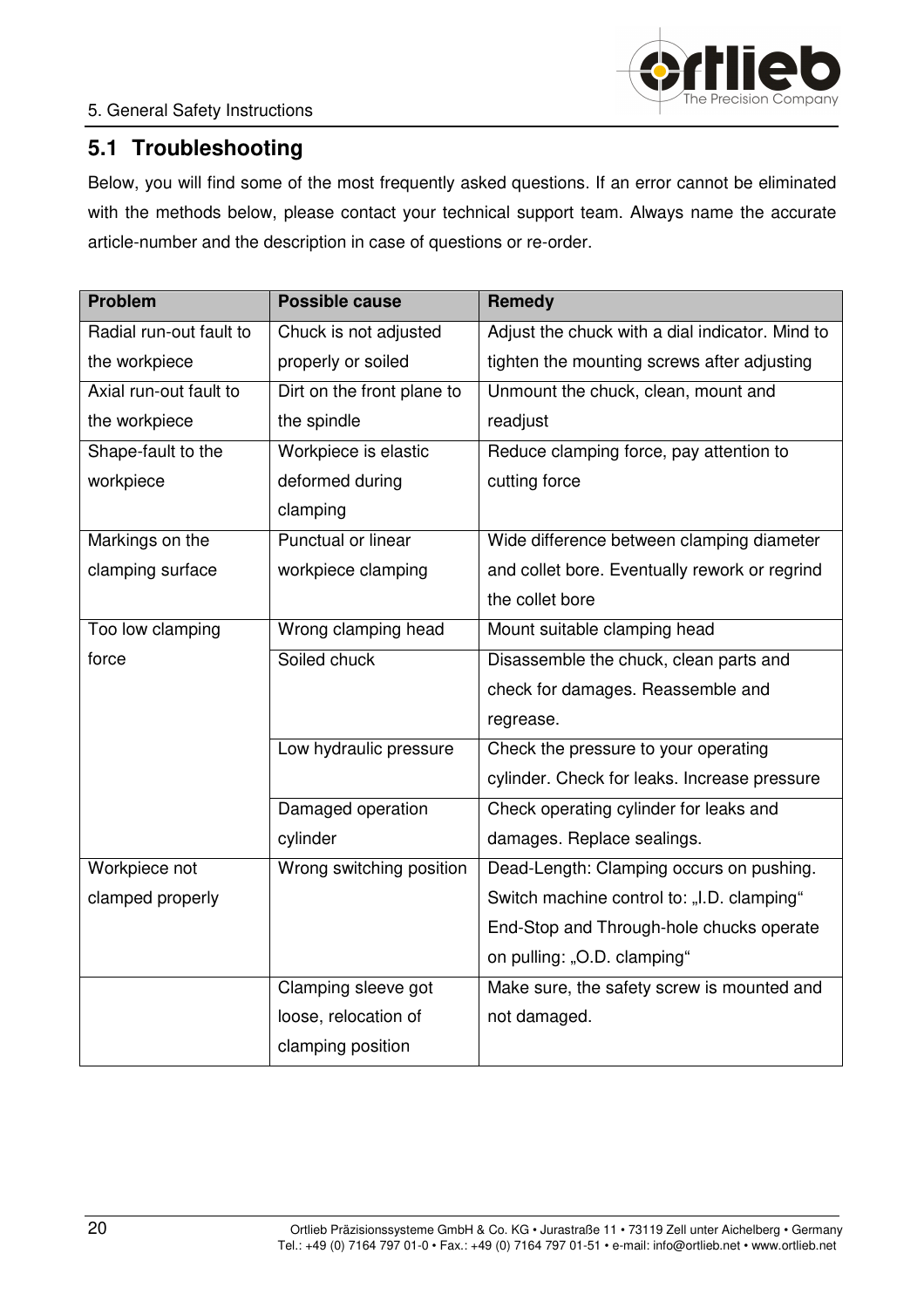## 5.1 Troubleshooting

Below, you will find some of the most frequently asked questions. If an error cannot be eliminated with the methods below, please contact your technical support team. Always name the accurate article-number and the description in case of questions or re-order.

| Problem | Possible cause | Remedy |
|---|---|---|
| Radial run-out fault to the workpiece | Chuck is not adjusted properly or soiled | Adjust the chuck with a dial indicator. Mind to tighten the mounting screws after adjusting |
| Axial run-out fault to the workpiece | Dirt on the front plane to the spindle | Unmount the chuck, clean, mount and readjust |
| Shape-fault to the workpiece | Workpiece is elastic deformed during clamping | Reduce clamping force, pay attention to cutting force |
| Markings on the clamping surface | Punctual or linear workpiece clamping | Wide difference between clamping diameter and collet bore. Eventually rework or regrind the collet bore |
| Too low clamping force | Wrong clamping head | Mount suitable clamping head |
| | Soiled chuck | Disassemble the chuck, clean parts and check for damages. Reassemble and regrease. |
| | Low hydraulic pressure | Check the pressure to your operating cylinder. Check for leaks. Increase pressure |
| | Damaged operation cylinder | Check operating cylinder for leaks and damages. Replace sealings. |
| Workpiece not clamped properly | Wrong switching position | Dead-Length: Clamping occurs on pushing. Switch machine control to: „I.D. clamping" End-Stop and Through-hole chucks operate on pulling: „O.D. clamping" |
| | Clamping sleeve got loose, relocation of clamping position | Make sure, the safety screw is mounted and not damaged. |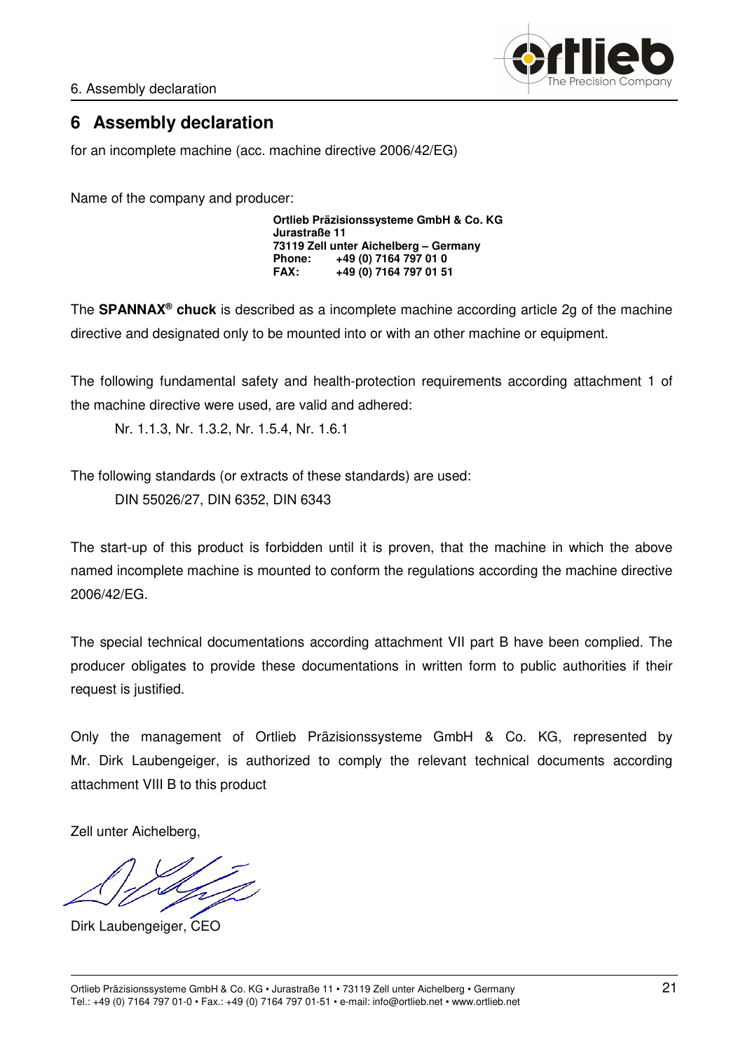# 6 Assembly declaration

for an incomplete machine (acc. machine directive 2006/42/EG)

Name of the company and producer:

**Ortlieb Präzisionssysteme GmbH & Co. KG**
**Jurastraße 11**
**73119 Zell unter Aichelberg – Germany**
**Phone: +49 (0) 7164 797 01 0**
**FAX: +49 (0) 7164 797 01 51**

The **SPANNAX® chuck** is described as a incomplete machine according article 2g of the machine directive and designated only to be mounted into or with an other machine or equipment.

The following fundamental safety and health-protection requirements according attachment 1 of the machine directive were used, are valid and adhered:

Nr. 1.1.3, Nr. 1.3.2, Nr. 1.5.4, Nr. 1.6.1

The following standards (or extracts of these standards) are used:

DIN 55026/27, DIN 6352, DIN 6343

The start-up of this product is forbidden until it is proven, that the machine in which the above named incomplete machine is mounted to conform the regulations according the machine directive 2006/42/EG.

The special technical documentations according attachment VII part B have been complied. The producer obligates to provide these documentations in written form to public authorities if their request is justified.

Only the management of Ortlieb Präzisionssysteme GmbH & Co. KG, represented by Mr. Dirk Laubengeiger, is authorized to comply the relevant technical documents according attachment VIII B to this product

Zell unter Aichelberg,

Dirk Laubengeiger, CEO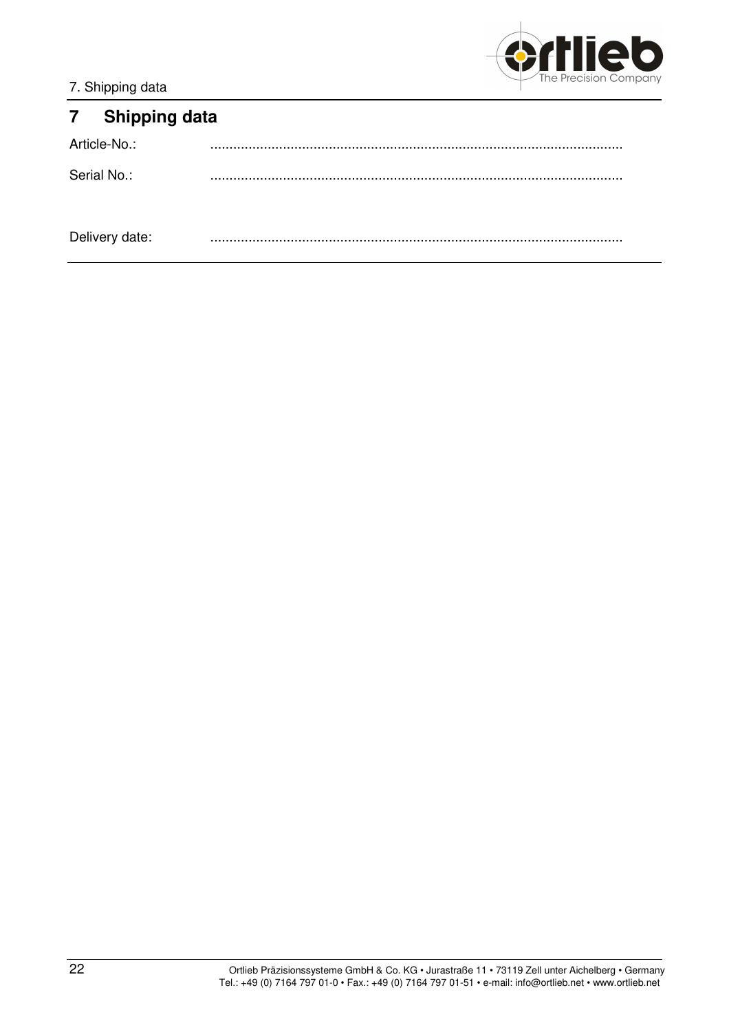# 7 Shipping data

Article-No.: ..........................................................................................................

Serial No.: ..........................................................................................................

Delivery date: ..........................................................................................................